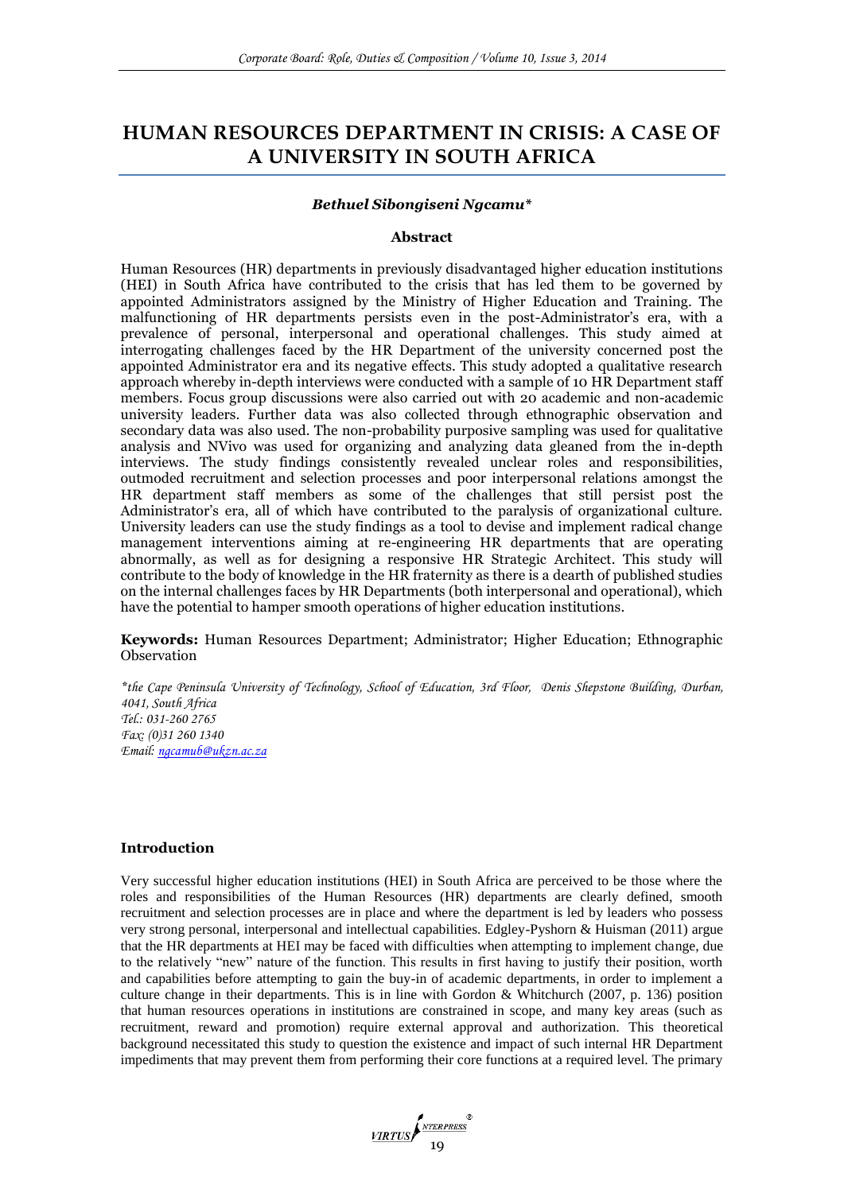# HUMAN RESOURCES DEPARTMENT IN CRISIS: A CASE OF A UNIVERSITY IN SOUTH AFRICA

***Bethuel Sibongiseni Ngcamu****

## Abstract

Human Resources (HR) departments in previously disadvantaged higher education institutions (HEI) in South Africa have contributed to the crisis that has led them to be governed by appointed Administrators assigned by the Ministry of Higher Education and Training. The malfunctioning of HR departments persists even in the post-Administrator's era, with a prevalence of personal, interpersonal and operational challenges. This study aimed at interrogating challenges faced by the HR Department of the university concerned post the appointed Administrator era and its negative effects. This study adopted a qualitative research approach whereby in-depth interviews were conducted with a sample of 10 HR Department staff members. Focus group discussions were also carried out with 20 academic and non-academic university leaders. Further data was also collected through ethnographic observation and secondary data was also used. The non-probability purposive sampling was used for qualitative analysis and NVivo was used for organizing and analyzing data gleaned from the in-depth interviews. The study findings consistently revealed unclear roles and responsibilities, outmoded recruitment and selection processes and poor interpersonal relations amongst the HR department staff members as some of the challenges that still persist post the Administrator's era, all of which have contributed to the paralysis of organizational culture. University leaders can use the study findings as a tool to devise and implement radical change management interventions aiming at re-engineering HR departments that are operating abnormally, as well as for designing a responsive HR Strategic Architect. This study will contribute to the body of knowledge in the HR fraternity as there is a dearth of published studies on the internal challenges faces by HR Departments (both interpersonal and operational), which have the potential to hamper smooth operations of higher education institutions.

**Keywords:** Human Resources Department; Administrator; Higher Education; Ethnographic Observation

*\*the Cape Peninsula University of Technology, School of Education, 3rd Floor, Denis Shepstone Building, Durban, 4041, South Africa*
*Tel.: 031-260 2765*
*Fax: (0)31 260 1340*
*Email: ngcamub@ukzn.ac.za*

## Introduction

Very successful higher education institutions (HEI) in South Africa are perceived to be those where the roles and responsibilities of the Human Resources (HR) departments are clearly defined, smooth recruitment and selection processes are in place and where the department is led by leaders who possess very strong personal, interpersonal and intellectual capabilities. Edgley-Pyshorn & Huisman (2011) argue that the HR departments at HEI may be faced with difficulties when attempting to implement change, due to the relatively "new" nature of the function. This results in first having to justify their position, worth and capabilities before attempting to gain the buy-in of academic departments, in order to implement a culture change in their departments. This is in line with Gordon & Whitchurch (2007, p. 136) position that human resources operations in institutions are constrained in scope, and many key areas (such as recruitment, reward and promotion) require external approval and authorization. This theoretical background necessitated this study to question the existence and impact of such internal HR Department impediments that may prevent them from performing their core functions at a required level. The primary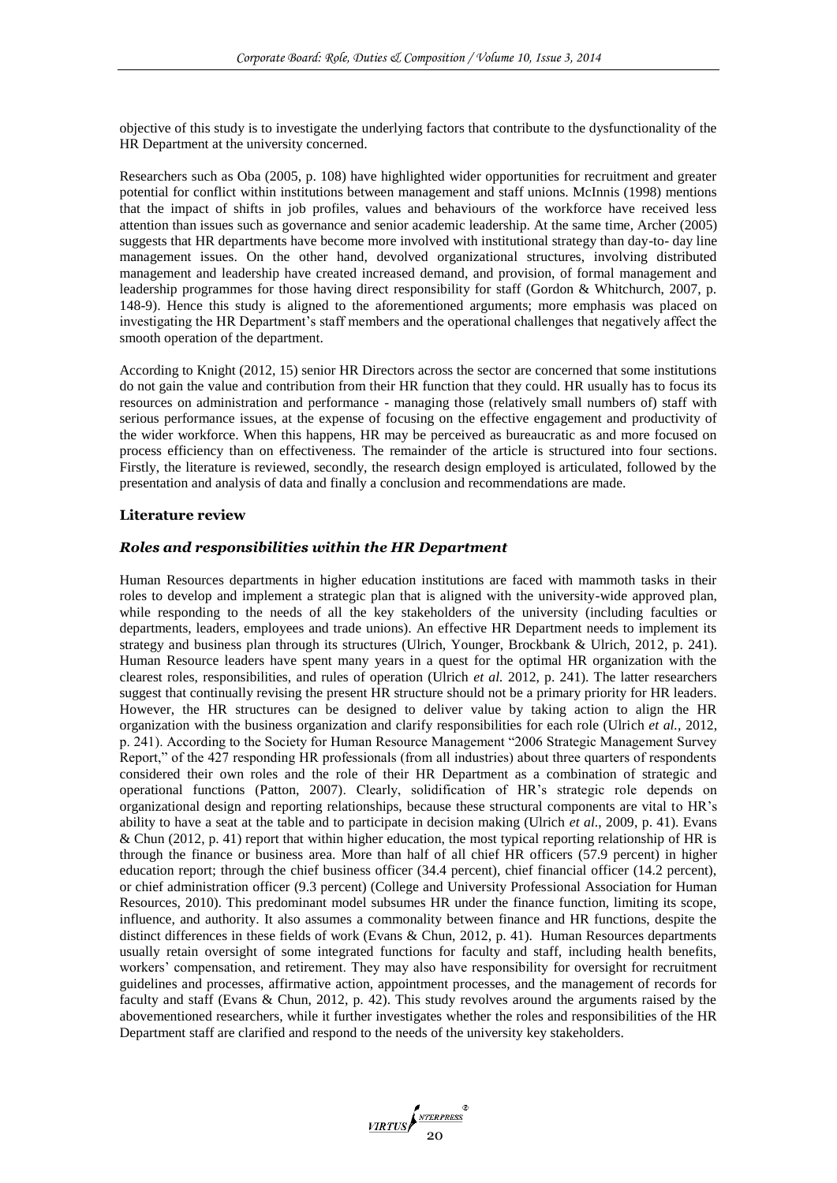objective of this study is to investigate the underlying factors that contribute to the dysfunctionality of the HR Department at the university concerned.

Researchers such as Oba (2005, p. 108) have highlighted wider opportunities for recruitment and greater potential for conflict within institutions between management and staff unions. McInnis (1998) mentions that the impact of shifts in job profiles, values and behaviours of the workforce have received less attention than issues such as governance and senior academic leadership. At the same time, Archer (2005) suggests that HR departments have become more involved with institutional strategy than day-to- day line management issues. On the other hand, devolved organizational structures, involving distributed management and leadership have created increased demand, and provision, of formal management and leadership programmes for those having direct responsibility for staff (Gordon & Whitchurch, 2007, p. 148-9). Hence this study is aligned to the aforementioned arguments; more emphasis was placed on investigating the HR Department's staff members and the operational challenges that negatively affect the smooth operation of the department.

According to Knight (2012, 15) senior HR Directors across the sector are concerned that some institutions do not gain the value and contribution from their HR function that they could. HR usually has to focus its resources on administration and performance - managing those (relatively small numbers of) staff with serious performance issues, at the expense of focusing on the effective engagement and productivity of the wider workforce. When this happens, HR may be perceived as bureaucratic as and more focused on process efficiency than on effectiveness. The remainder of the article is structured into four sections. Firstly, the literature is reviewed, secondly, the research design employed is articulated, followed by the presentation and analysis of data and finally a conclusion and recommendations are made.

## Literature review

### *Roles and responsibilities within the HR Department*

Human Resources departments in higher education institutions are faced with mammoth tasks in their roles to develop and implement a strategic plan that is aligned with the university-wide approved plan, while responding to the needs of all the key stakeholders of the university (including faculties or departments, leaders, employees and trade unions). An effective HR Department needs to implement its strategy and business plan through its structures (Ulrich, Younger, Brockbank & Ulrich, 2012, p. 241). Human Resource leaders have spent many years in a quest for the optimal HR organization with the clearest roles, responsibilities, and rules of operation (Ulrich *et al.* 2012, p. 241). The latter researchers suggest that continually revising the present HR structure should not be a primary priority for HR leaders. However, the HR structures can be designed to deliver value by taking action to align the HR organization with the business organization and clarify responsibilities for each role (Ulrich *et al.*, 2012, p. 241). According to the Society for Human Resource Management "2006 Strategic Management Survey Report," of the 427 responding HR professionals (from all industries) about three quarters of respondents considered their own roles and the role of their HR Department as a combination of strategic and operational functions (Patton, 2007). Clearly, solidification of HR's strategic role depends on organizational design and reporting relationships, because these structural components are vital to HR's ability to have a seat at the table and to participate in decision making (Ulrich *et al*., 2009, p. 41). Evans & Chun (2012, p. 41) report that within higher education, the most typical reporting relationship of HR is through the finance or business area. More than half of all chief HR officers (57.9 percent) in higher education report; through the chief business officer (34.4 percent), chief financial officer (14.2 percent), or chief administration officer (9.3 percent) (College and University Professional Association for Human Resources, 2010). This predominant model subsumes HR under the finance function, limiting its scope, influence, and authority. It also assumes a commonality between finance and HR functions, despite the distinct differences in these fields of work (Evans & Chun, 2012, p. 41). Human Resources departments usually retain oversight of some integrated functions for faculty and staff, including health benefits, workers' compensation, and retirement. They may also have responsibility for oversight for recruitment guidelines and processes, affirmative action, appointment processes, and the management of records for faculty and staff (Evans & Chun, 2012, p. 42). This study revolves around the arguments raised by the abovementioned researchers, while it further investigates whether the roles and responsibilities of the HR Department staff are clarified and respond to the needs of the university key stakeholders.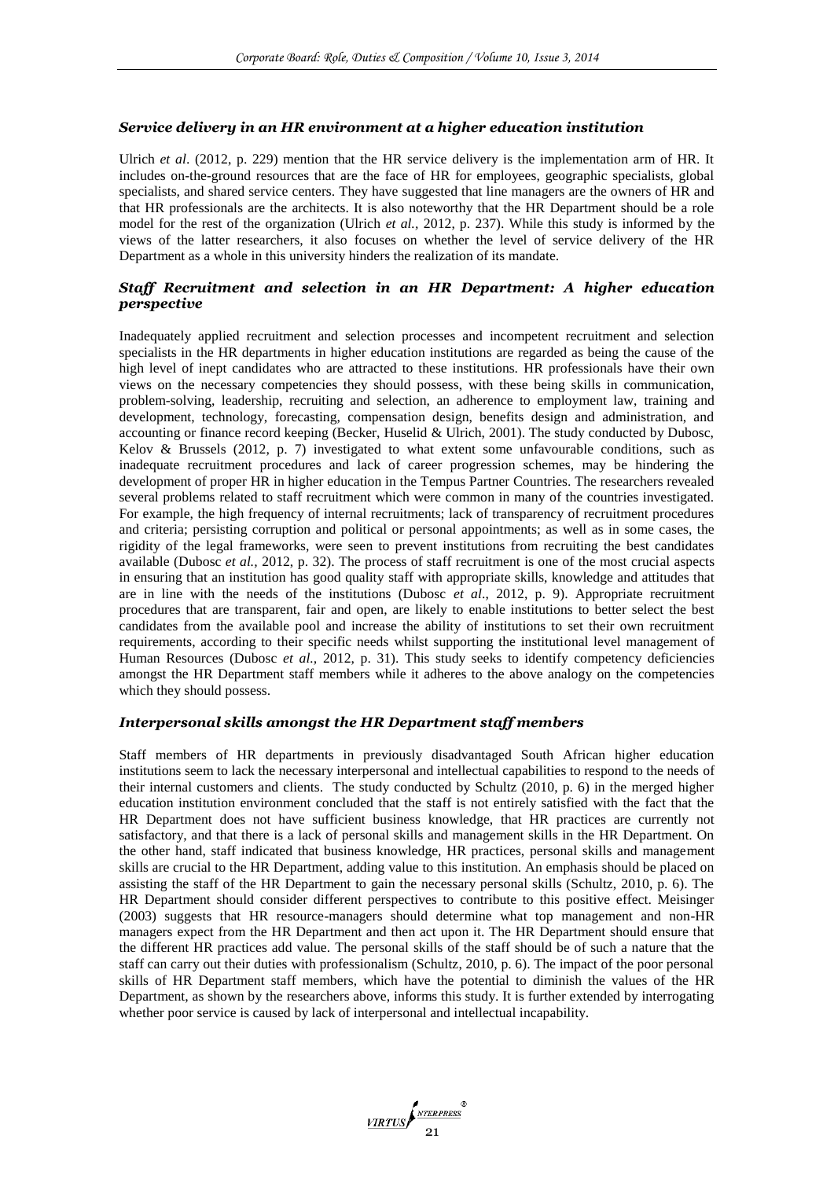### *Service delivery in an HR environment at a higher education institution*

Ulrich *et al*. (2012, p. 229) mention that the HR service delivery is the implementation arm of HR. It includes on-the-ground resources that are the face of HR for employees, geographic specialists, global specialists, and shared service centers. They have suggested that line managers are the owners of HR and that HR professionals are the architects. It is also noteworthy that the HR Department should be a role model for the rest of the organization (Ulrich *et al.*, 2012, p. 237). While this study is informed by the views of the latter researchers, it also focuses on whether the level of service delivery of the HR Department as a whole in this university hinders the realization of its mandate.

### *Staff Recruitment and selection in an HR Department: A higher education perspective*

Inadequately applied recruitment and selection processes and incompetent recruitment and selection specialists in the HR departments in higher education institutions are regarded as being the cause of the high level of inept candidates who are attracted to these institutions. HR professionals have their own views on the necessary competencies they should possess, with these being skills in communication, problem-solving, leadership, recruiting and selection, an adherence to employment law, training and development, technology, forecasting, compensation design, benefits design and administration, and accounting or finance record keeping (Becker, Huselid & Ulrich, 2001). The study conducted by Dubosc, Kelov & Brussels (2012, p. 7) investigated to what extent some unfavourable conditions, such as inadequate recruitment procedures and lack of career progression schemes, may be hindering the development of proper HR in higher education in the Tempus Partner Countries. The researchers revealed several problems related to staff recruitment which were common in many of the countries investigated. For example, the high frequency of internal recruitments; lack of transparency of recruitment procedures and criteria; persisting corruption and political or personal appointments; as well as in some cases, the rigidity of the legal frameworks, were seen to prevent institutions from recruiting the best candidates available (Dubosc *et al.,* 2012, p. 32). The process of staff recruitment is one of the most crucial aspects in ensuring that an institution has good quality staff with appropriate skills, knowledge and attitudes that are in line with the needs of the institutions (Dubosc *et al*., 2012, p. 9). Appropriate recruitment procedures that are transparent, fair and open, are likely to enable institutions to better select the best candidates from the available pool and increase the ability of institutions to set their own recruitment requirements, according to their specific needs whilst supporting the institutional level management of Human Resources (Dubosc *et al.,* 2012, p. 31). This study seeks to identify competency deficiencies amongst the HR Department staff members while it adheres to the above analogy on the competencies which they should possess.

### *Interpersonal skills amongst the HR Department staff members*

Staff members of HR departments in previously disadvantaged South African higher education institutions seem to lack the necessary interpersonal and intellectual capabilities to respond to the needs of their internal customers and clients. The study conducted by Schultz (2010, p. 6) in the merged higher education institution environment concluded that the staff is not entirely satisfied with the fact that the HR Department does not have sufficient business knowledge, that HR practices are currently not satisfactory, and that there is a lack of personal skills and management skills in the HR Department. On the other hand, staff indicated that business knowledge, HR practices, personal skills and management skills are crucial to the HR Department, adding value to this institution. An emphasis should be placed on assisting the staff of the HR Department to gain the necessary personal skills (Schultz, 2010, p. 6). The HR Department should consider different perspectives to contribute to this positive effect. Meisinger (2003) suggests that HR resource-managers should determine what top management and non-HR managers expect from the HR Department and then act upon it. The HR Department should ensure that the different HR practices add value. The personal skills of the staff should be of such a nature that the staff can carry out their duties with professionalism (Schultz, 2010, p. 6). The impact of the poor personal skills of HR Department staff members, which have the potential to diminish the values of the HR Department, as shown by the researchers above, informs this study. It is further extended by interrogating whether poor service is caused by lack of interpersonal and intellectual incapability.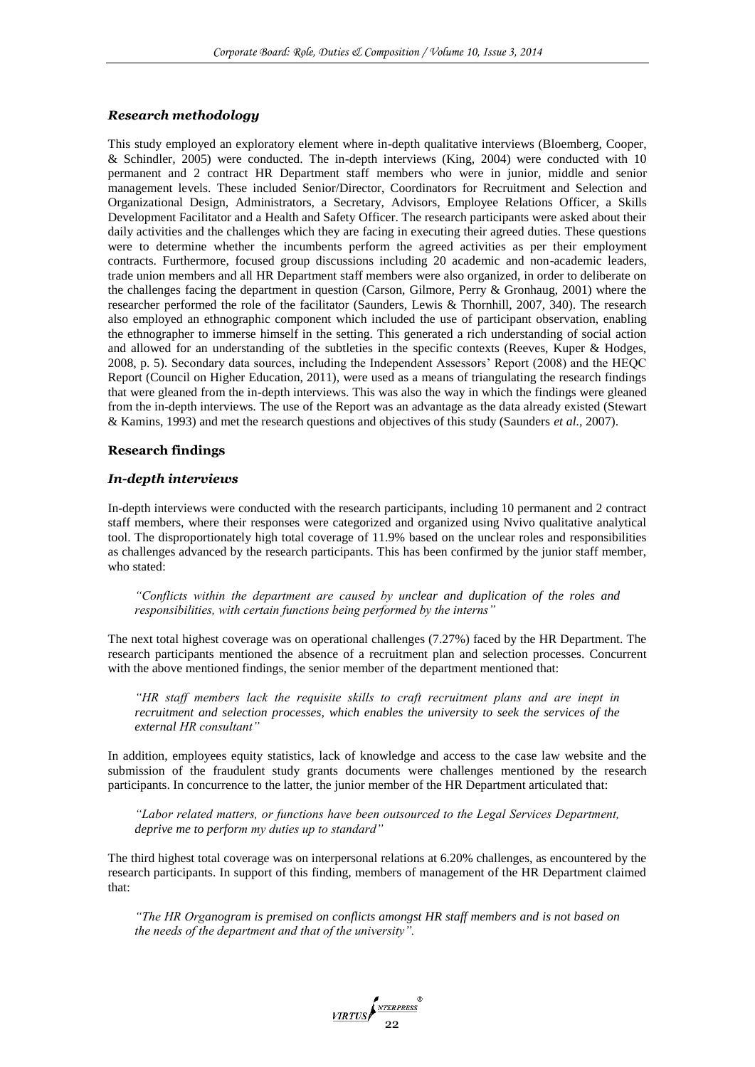### *Research methodology*

This study employed an exploratory element where in-depth qualitative interviews (Bloemberg, Cooper, & Schindler, 2005) were conducted. The in-depth interviews (King, 2004) were conducted with 10 permanent and 2 contract HR Department staff members who were in junior, middle and senior management levels. These included Senior/Director, Coordinators for Recruitment and Selection and Organizational Design, Administrators, a Secretary, Advisors, Employee Relations Officer, a Skills Development Facilitator and a Health and Safety Officer. The research participants were asked about their daily activities and the challenges which they are facing in executing their agreed duties. These questions were to determine whether the incumbents perform the agreed activities as per their employment contracts. Furthermore, focused group discussions including 20 academic and non-academic leaders, trade union members and all HR Department staff members were also organized, in order to deliberate on the challenges facing the department in question (Carson, Gilmore, Perry & Gronhaug, 2001) where the researcher performed the role of the facilitator (Saunders, Lewis & Thornhill, 2007, 340). The research also employed an ethnographic component which included the use of participant observation, enabling the ethnographer to immerse himself in the setting. This generated a rich understanding of social action and allowed for an understanding of the subtleties in the specific contexts (Reeves, Kuper & Hodges, 2008, p. 5). Secondary data sources, including the Independent Assessors' Report (2008) and the HEQC Report (Council on Higher Education, 2011), were used as a means of triangulating the research findings that were gleaned from the in-depth interviews. This was also the way in which the findings were gleaned from the in-depth interviews. The use of the Report was an advantage as the data already existed (Stewart & Kamins, 1993) and met the research questions and objectives of this study (Saunders *et al.,* 2007).

## Research findings

### *In-depth interviews*

In-depth interviews were conducted with the research participants, including 10 permanent and 2 contract staff members, where their responses were categorized and organized using Nvivo qualitative analytical tool. The disproportionately high total coverage of 11.9% based on the unclear roles and responsibilities as challenges advanced by the research participants. This has been confirmed by the junior staff member, who stated:

> *"Conflicts within the department are caused by unclear and duplication of the roles and responsibilities, with certain functions being performed by the interns"*

The next total highest coverage was on operational challenges (7.27%) faced by the HR Department. The research participants mentioned the absence of a recruitment plan and selection processes. Concurrent with the above mentioned findings, the senior member of the department mentioned that:

> *"HR staff members lack the requisite skills to craft recruitment plans and are inept in recruitment and selection processes, which enables the university to seek the services of the external HR consultant"*

In addition, employees equity statistics, lack of knowledge and access to the case law website and the submission of the fraudulent study grants documents were challenges mentioned by the research participants. In concurrence to the latter, the junior member of the HR Department articulated that:

> *"Labor related matters, or functions have been outsourced to the Legal Services Department, deprive me to perform my duties up to standard"*

The third highest total coverage was on interpersonal relations at 6.20% challenges, as encountered by the research participants. In support of this finding, members of management of the HR Department claimed that:

> *"The HR Organogram is premised on conflicts amongst HR staff members and is not based on the needs of the department and that of the university".*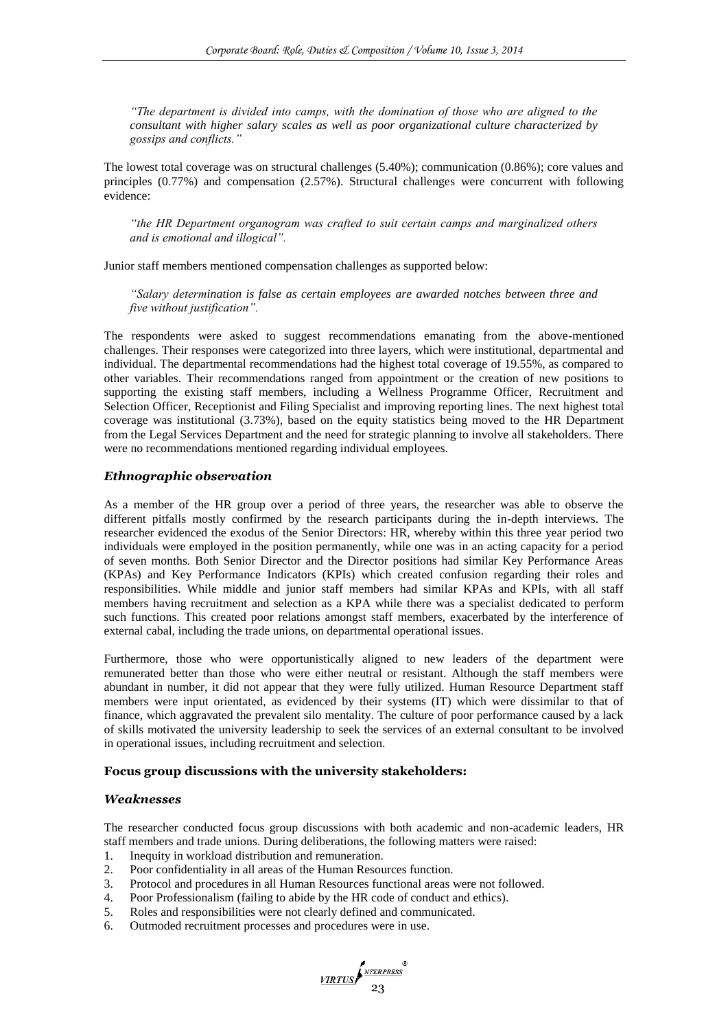*"The department is divided into camps, with the domination of those who are aligned to the consultant with higher salary scales as well as poor organizational culture characterized by gossips and conflicts."*

The lowest total coverage was on structural challenges (5.40%); communication (0.86%); core values and principles (0.77%) and compensation (2.57%). Structural challenges were concurrent with following evidence:

*"the HR Department organogram was crafted to suit certain camps and marginalized others and is emotional and illogical".*

Junior staff members mentioned compensation challenges as supported below:

*"Salary determination is false as certain employees are awarded notches between three and five without justification".*

The respondents were asked to suggest recommendations emanating from the above-mentioned challenges. Their responses were categorized into three layers, which were institutional, departmental and individual. The departmental recommendations had the highest total coverage of 19.55%, as compared to other variables. Their recommendations ranged from appointment or the creation of new positions to supporting the existing staff members, including a Wellness Programme Officer, Recruitment and Selection Officer, Receptionist and Filing Specialist and improving reporting lines. The next highest total coverage was institutional (3.73%), based on the equity statistics being moved to the HR Department from the Legal Services Department and the need for strategic planning to involve all stakeholders. There were no recommendations mentioned regarding individual employees.

### *Ethnographic observation*

As a member of the HR group over a period of three years, the researcher was able to observe the different pitfalls mostly confirmed by the research participants during the in-depth interviews. The researcher evidenced the exodus of the Senior Directors: HR, whereby within this three year period two individuals were employed in the position permanently, while one was in an acting capacity for a period of seven months. Both Senior Director and the Director positions had similar Key Performance Areas (KPAs) and Key Performance Indicators (KPIs) which created confusion regarding their roles and responsibilities. While middle and junior staff members had similar KPAs and KPIs, with all staff members having recruitment and selection as a KPA while there was a specialist dedicated to perform such functions. This created poor relations amongst staff members, exacerbated by the interference of external cabal, including the trade unions, on departmental operational issues.

Furthermore, those who were opportunistically aligned to new leaders of the department were remunerated better than those who were either neutral or resistant. Although the staff members were abundant in number, it did not appear that they were fully utilized. Human Resource Department staff members were input orientated, as evidenced by their systems (IT) which were dissimilar to that of finance, which aggravated the prevalent silo mentality. The culture of poor performance caused by a lack of skills motivated the university leadership to seek the services of an external consultant to be involved in operational issues, including recruitment and selection.

### **Focus group discussions with the university stakeholders:**

### *Weaknesses*

The researcher conducted focus group discussions with both academic and non-academic leaders, HR staff members and trade unions. During deliberations, the following matters were raised:

1. Inequity in workload distribution and remuneration.
2. Poor confidentiality in all areas of the Human Resources function.
3. Protocol and procedures in all Human Resources functional areas were not followed.
4. Poor Professionalism (failing to abide by the HR code of conduct and ethics).
5. Roles and responsibilities were not clearly defined and communicated.
6. Outmoded recruitment processes and procedures were in use.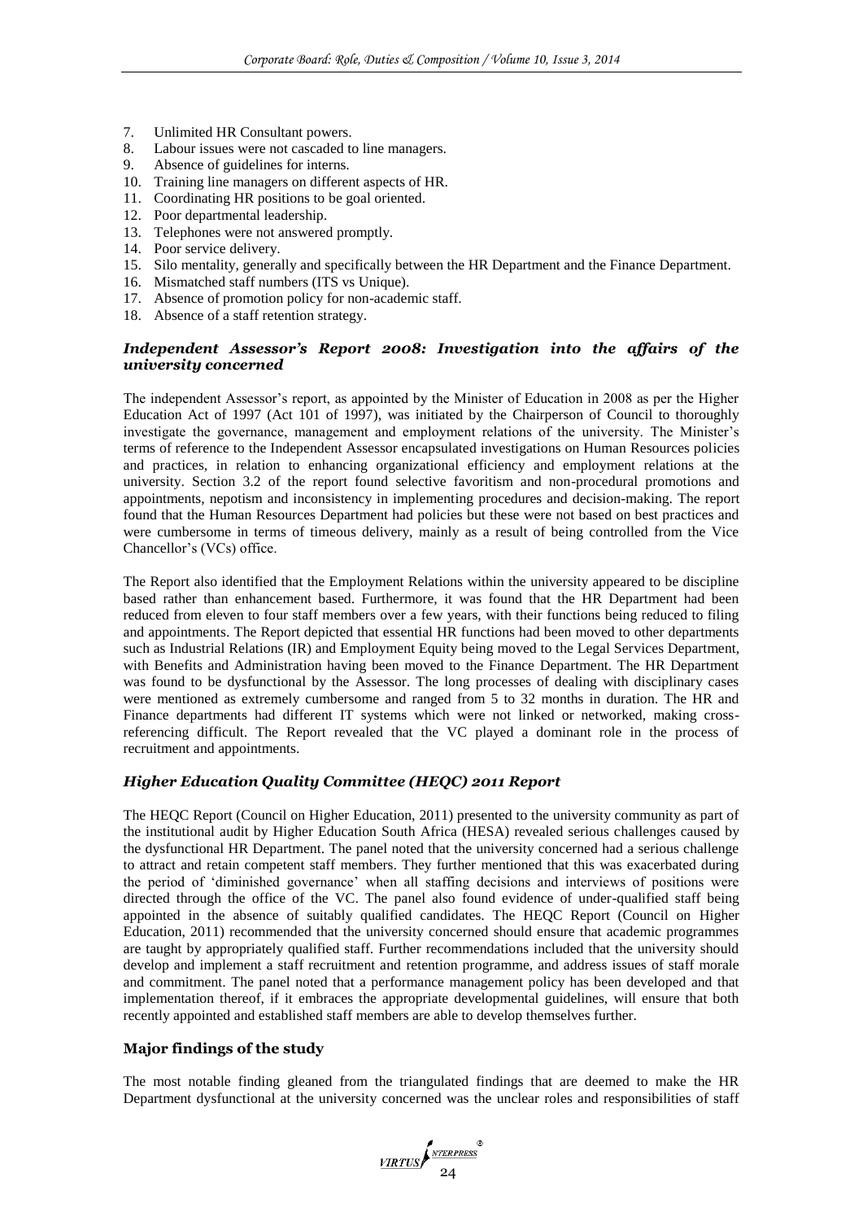7. Unlimited HR Consultant powers.
8. Labour issues were not cascaded to line managers.
9. Absence of guidelines for interns.
10. Training line managers on different aspects of HR.
11. Coordinating HR positions to be goal oriented.
12. Poor departmental leadership.
13. Telephones were not answered promptly.
14. Poor service delivery.
15. Silo mentality, generally and specifically between the HR Department and the Finance Department.
16. Mismatched staff numbers (ITS vs Unique).
17. Absence of promotion policy for non-academic staff.
18. Absence of a staff retention strategy.

### *Independent Assessor's Report 2008: Investigation into the affairs of the university concerned*

The independent Assessor's report, as appointed by the Minister of Education in 2008 as per the Higher Education Act of 1997 (Act 101 of 1997), was initiated by the Chairperson of Council to thoroughly investigate the governance, management and employment relations of the university. The Minister's terms of reference to the Independent Assessor encapsulated investigations on Human Resources policies and practices, in relation to enhancing organizational efficiency and employment relations at the university. Section 3.2 of the report found selective favoritism and non-procedural promotions and appointments, nepotism and inconsistency in implementing procedures and decision-making. The report found that the Human Resources Department had policies but these were not based on best practices and were cumbersome in terms of timeous delivery, mainly as a result of being controlled from the Vice Chancellor's (VCs) office.

The Report also identified that the Employment Relations within the university appeared to be discipline based rather than enhancement based. Furthermore, it was found that the HR Department had been reduced from eleven to four staff members over a few years, with their functions being reduced to filing and appointments. The Report depicted that essential HR functions had been moved to other departments such as Industrial Relations (IR) and Employment Equity being moved to the Legal Services Department, with Benefits and Administration having been moved to the Finance Department. The HR Department was found to be dysfunctional by the Assessor. The long processes of dealing with disciplinary cases were mentioned as extremely cumbersome and ranged from 5 to 32 months in duration. The HR and Finance departments had different IT systems which were not linked or networked, making cross-referencing difficult. The Report revealed that the VC played a dominant role in the process of recruitment and appointments.

### *Higher Education Quality Committee (HEQC) 2011 Report*

The HEQC Report (Council on Higher Education, 2011) presented to the university community as part of the institutional audit by Higher Education South Africa (HESA) revealed serious challenges caused by the dysfunctional HR Department. The panel noted that the university concerned had a serious challenge to attract and retain competent staff members. They further mentioned that this was exacerbated during the period of 'diminished governance' when all staffing decisions and interviews of positions were directed through the office of the VC. The panel also found evidence of under-qualified staff being appointed in the absence of suitably qualified candidates. The HEQC Report (Council on Higher Education, 2011) recommended that the university concerned should ensure that academic programmes are taught by appropriately qualified staff. Further recommendations included that the university should develop and implement a staff recruitment and retention programme, and address issues of staff morale and commitment. The panel noted that a performance management policy has been developed and that implementation thereof, if it embraces the appropriate developmental guidelines, will ensure that both recently appointed and established staff members are able to develop themselves further.

## Major findings of the study

The most notable finding gleaned from the triangulated findings that are deemed to make the HR Department dysfunctional at the university concerned was the unclear roles and responsibilities of staff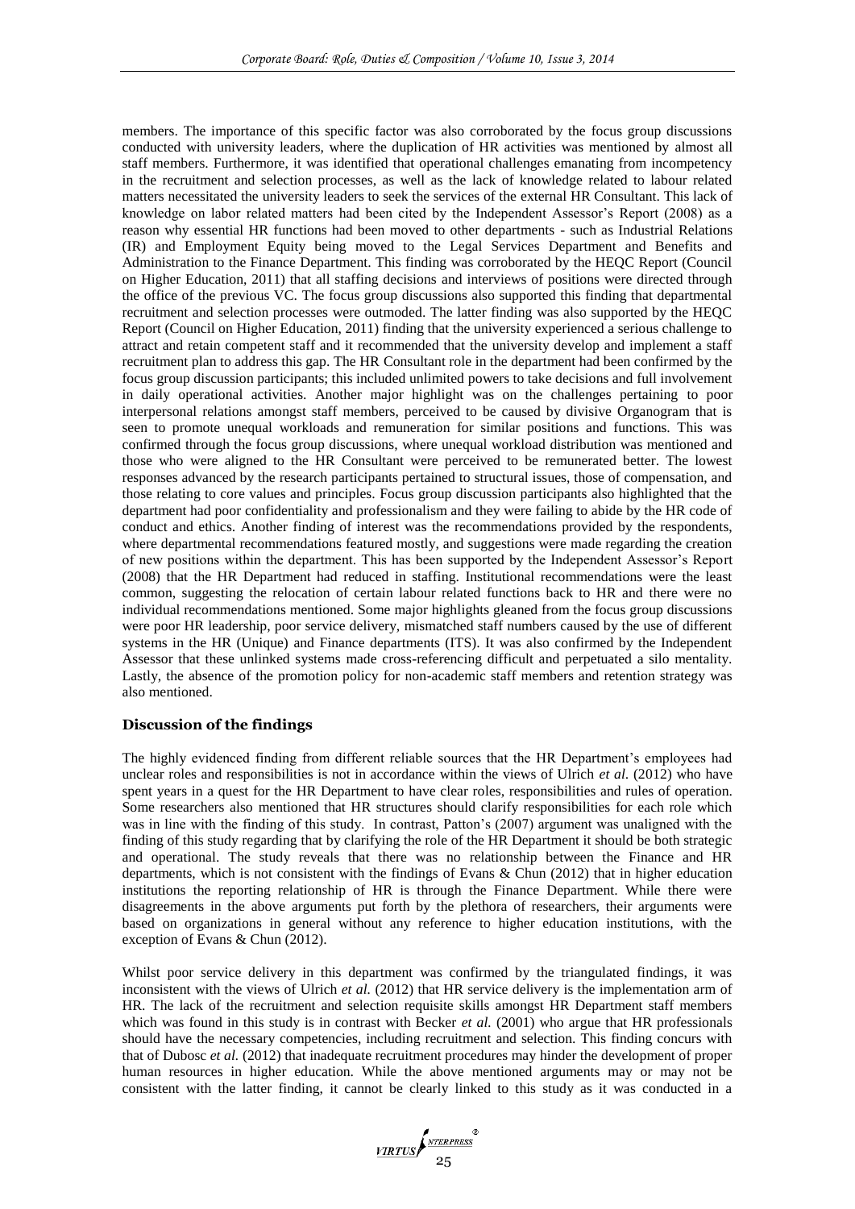members. The importance of this specific factor was also corroborated by the focus group discussions conducted with university leaders, where the duplication of HR activities was mentioned by almost all staff members. Furthermore, it was identified that operational challenges emanating from incompetency in the recruitment and selection processes, as well as the lack of knowledge related to labour related matters necessitated the university leaders to seek the services of the external HR Consultant. This lack of knowledge on labor related matters had been cited by the Independent Assessor's Report (2008) as a reason why essential HR functions had been moved to other departments - such as Industrial Relations (IR) and Employment Equity being moved to the Legal Services Department and Benefits and Administration to the Finance Department. This finding was corroborated by the HEQC Report (Council on Higher Education, 2011) that all staffing decisions and interviews of positions were directed through the office of the previous VC. The focus group discussions also supported this finding that departmental recruitment and selection processes were outmoded. The latter finding was also supported by the HEQC Report (Council on Higher Education, 2011) finding that the university experienced a serious challenge to attract and retain competent staff and it recommended that the university develop and implement a staff recruitment plan to address this gap. The HR Consultant role in the department had been confirmed by the focus group discussion participants; this included unlimited powers to take decisions and full involvement in daily operational activities. Another major highlight was on the challenges pertaining to poor interpersonal relations amongst staff members, perceived to be caused by divisive Organogram that is seen to promote unequal workloads and remuneration for similar positions and functions. This was confirmed through the focus group discussions, where unequal workload distribution was mentioned and those who were aligned to the HR Consultant were perceived to be remunerated better. The lowest responses advanced by the research participants pertained to structural issues, those of compensation, and those relating to core values and principles. Focus group discussion participants also highlighted that the department had poor confidentiality and professionalism and they were failing to abide by the HR code of conduct and ethics. Another finding of interest was the recommendations provided by the respondents, where departmental recommendations featured mostly, and suggestions were made regarding the creation of new positions within the department. This has been supported by the Independent Assessor's Report (2008) that the HR Department had reduced in staffing. Institutional recommendations were the least common, suggesting the relocation of certain labour related functions back to HR and there were no individual recommendations mentioned. Some major highlights gleaned from the focus group discussions were poor HR leadership, poor service delivery, mismatched staff numbers caused by the use of different systems in the HR (Unique) and Finance departments (ITS). It was also confirmed by the Independent Assessor that these unlinked systems made cross-referencing difficult and perpetuated a silo mentality. Lastly, the absence of the promotion policy for non-academic staff members and retention strategy was also mentioned.

## Discussion of the findings

The highly evidenced finding from different reliable sources that the HR Department's employees had unclear roles and responsibilities is not in accordance within the views of Ulrich *et al.* (2012) who have spent years in a quest for the HR Department to have clear roles, responsibilities and rules of operation. Some researchers also mentioned that HR structures should clarify responsibilities for each role which was in line with the finding of this study. In contrast, Patton's (2007) argument was unaligned with the finding of this study regarding that by clarifying the role of the HR Department it should be both strategic and operational. The study reveals that there was no relationship between the Finance and HR departments, which is not consistent with the findings of Evans & Chun (2012) that in higher education institutions the reporting relationship of HR is through the Finance Department. While there were disagreements in the above arguments put forth by the plethora of researchers, their arguments were based on organizations in general without any reference to higher education institutions, with the exception of Evans & Chun (2012).

Whilst poor service delivery in this department was confirmed by the triangulated findings, it was inconsistent with the views of Ulrich *et al.* (2012) that HR service delivery is the implementation arm of HR. The lack of the recruitment and selection requisite skills amongst HR Department staff members which was found in this study is in contrast with Becker *et al.* (2001) who argue that HR professionals should have the necessary competencies, including recruitment and selection. This finding concurs with that of Dubosc *et al.* (2012) that inadequate recruitment procedures may hinder the development of proper human resources in higher education. While the above mentioned arguments may or may not be consistent with the latter finding, it cannot be clearly linked to this study as it was conducted in a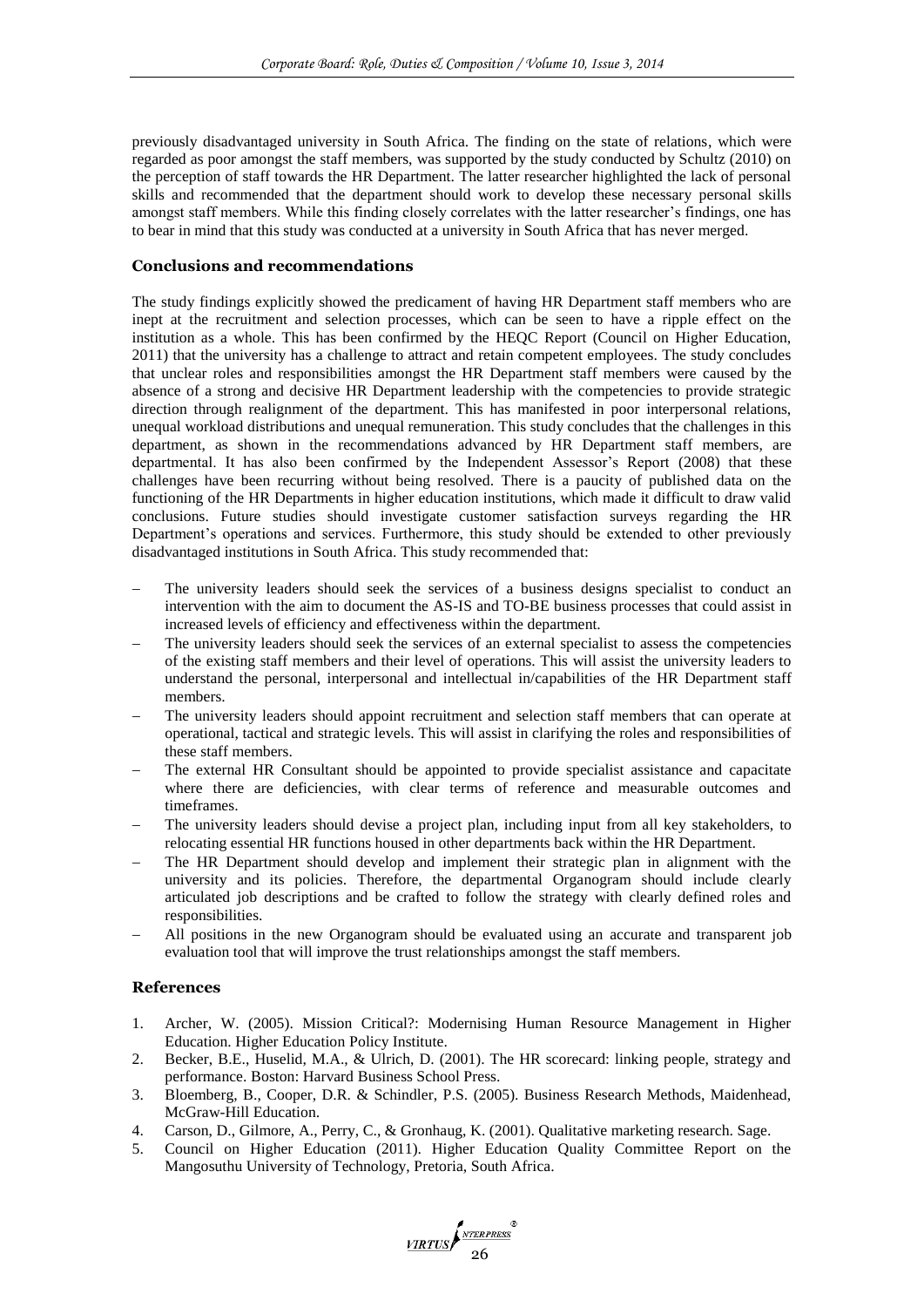previously disadvantaged university in South Africa. The finding on the state of relations, which were regarded as poor amongst the staff members, was supported by the study conducted by Schultz (2010) on the perception of staff towards the HR Department. The latter researcher highlighted the lack of personal skills and recommended that the department should work to develop these necessary personal skills amongst staff members. While this finding closely correlates with the latter researcher's findings, one has to bear in mind that this study was conducted at a university in South Africa that has never merged.

## Conclusions and recommendations

The study findings explicitly showed the predicament of having HR Department staff members who are inept at the recruitment and selection processes, which can be seen to have a ripple effect on the institution as a whole. This has been confirmed by the HEQC Report (Council on Higher Education, 2011) that the university has a challenge to attract and retain competent employees. The study concludes that unclear roles and responsibilities amongst the HR Department staff members were caused by the absence of a strong and decisive HR Department leadership with the competencies to provide strategic direction through realignment of the department. This has manifested in poor interpersonal relations, unequal workload distributions and unequal remuneration. This study concludes that the challenges in this department, as shown in the recommendations advanced by HR Department staff members, are departmental. It has also been confirmed by the Independent Assessor's Report (2008) that these challenges have been recurring without being resolved. There is a paucity of published data on the functioning of the HR Departments in higher education institutions, which made it difficult to draw valid conclusions. Future studies should investigate customer satisfaction surveys regarding the HR Department's operations and services. Furthermore, this study should be extended to other previously disadvantaged institutions in South Africa. This study recommended that:

- The university leaders should seek the services of a business designs specialist to conduct an intervention with the aim to document the AS-IS and TO-BE business processes that could assist in increased levels of efficiency and effectiveness within the department.
- The university leaders should seek the services of an external specialist to assess the competencies of the existing staff members and their level of operations. This will assist the university leaders to understand the personal, interpersonal and intellectual in/capabilities of the HR Department staff members.
- The university leaders should appoint recruitment and selection staff members that can operate at operational, tactical and strategic levels. This will assist in clarifying the roles and responsibilities of these staff members.
- The external HR Consultant should be appointed to provide specialist assistance and capacitate where there are deficiencies, with clear terms of reference and measurable outcomes and timeframes.
- The university leaders should devise a project plan, including input from all key stakeholders, to relocating essential HR functions housed in other departments back within the HR Department.
- The HR Department should develop and implement their strategic plan in alignment with the university and its policies. Therefore, the departmental Organogram should include clearly articulated job descriptions and be crafted to follow the strategy with clearly defined roles and responsibilities.
- All positions in the new Organogram should be evaluated using an accurate and transparent job evaluation tool that will improve the trust relationships amongst the staff members.

## References

1. Archer, W. (2005). Mission Critical?: Modernising Human Resource Management in Higher Education. Higher Education Policy Institute.
2. Becker, B.E., Huselid, M.A., & Ulrich, D. (2001). The HR scorecard: linking people, strategy and performance. Boston: Harvard Business School Press.
3. Bloemberg, B., Cooper, D.R. & Schindler, P.S. (2005). Business Research Methods, Maidenhead, McGraw-Hill Education.
4. Carson, D., Gilmore, A., Perry, C., & Gronhaug, K. (2001). Qualitative marketing research. Sage.
5. Council on Higher Education (2011). Higher Education Quality Committee Report on the Mangosuthu University of Technology, Pretoria, South Africa.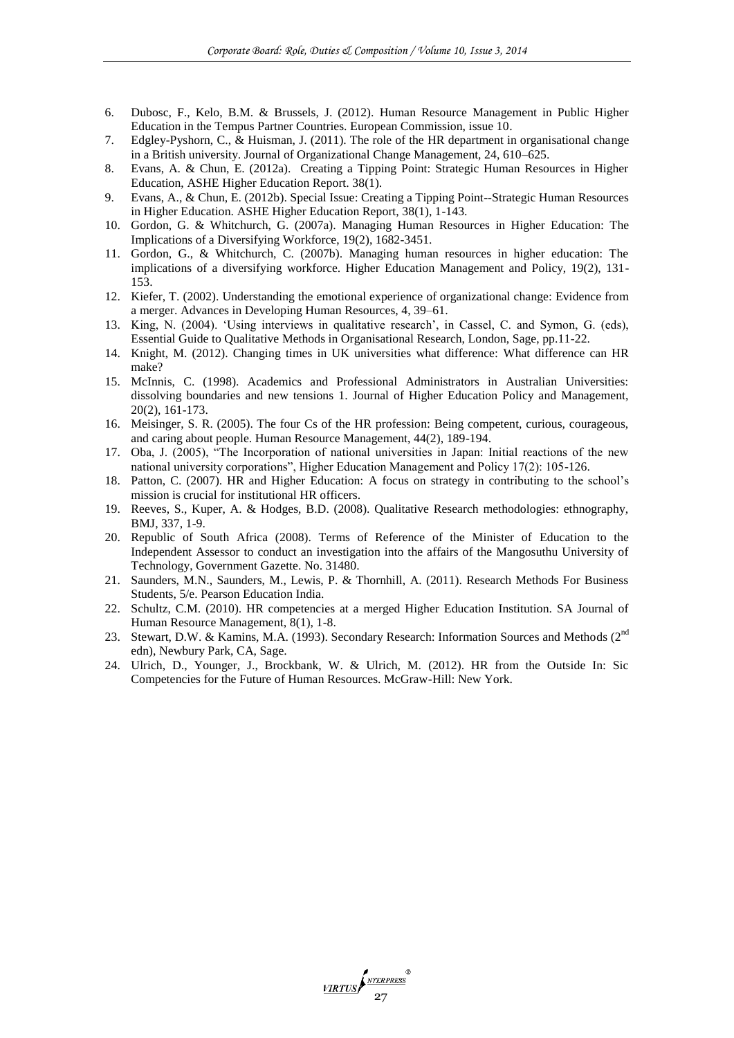6. Dubosc, F., Kelo, B.M. & Brussels, J. (2012). Human Resource Management in Public Higher Education in the Tempus Partner Countries. European Commission, issue 10.
7. Edgley-Pyshorn, C., & Huisman, J. (2011). The role of the HR department in organisational change in a British university. Journal of Organizational Change Management, 24, 610–625.
8. Evans, A. & Chun, E. (2012a). Creating a Tipping Point: Strategic Human Resources in Higher Education, ASHE Higher Education Report. 38(1).
9. Evans, A., & Chun, E. (2012b). Special Issue: Creating a Tipping Point--Strategic Human Resources in Higher Education. ASHE Higher Education Report, 38(1), 1-143.
10. Gordon, G. & Whitchurch, G. (2007a). Managing Human Resources in Higher Education: The Implications of a Diversifying Workforce, 19(2), 1682-3451.
11. Gordon, G., & Whitchurch, C. (2007b). Managing human resources in higher education: The implications of a diversifying workforce. Higher Education Management and Policy, 19(2), 131-153.
12. Kiefer, T. (2002). Understanding the emotional experience of organizational change: Evidence from a merger. Advances in Developing Human Resources, 4, 39–61.
13. King, N. (2004). 'Using interviews in qualitative research', in Cassel, C. and Symon, G. (eds), Essential Guide to Qualitative Methods in Organisational Research, London, Sage, pp.11-22.
14. Knight, M. (2012). Changing times in UK universities what difference: What difference can HR make?
15. McInnis, C. (1998). Academics and Professional Administrators in Australian Universities: dissolving boundaries and new tensions 1. Journal of Higher Education Policy and Management, 20(2), 161-173.
16. Meisinger, S. R. (2005). The four Cs of the HR profession: Being competent, curious, courageous, and caring about people. Human Resource Management, 44(2), 189-194.
17. Oba, J. (2005), "The Incorporation of national universities in Japan: Initial reactions of the new national university corporations", Higher Education Management and Policy 17(2): 105-126.
18. Patton, C. (2007). HR and Higher Education: A focus on strategy in contributing to the school's mission is crucial for institutional HR officers.
19. Reeves, S., Kuper, A. & Hodges, B.D. (2008). Qualitative Research methodologies: ethnography, BMJ, 337, 1-9.
20. Republic of South Africa (2008). Terms of Reference of the Minister of Education to the Independent Assessor to conduct an investigation into the affairs of the Mangosuthu University of Technology, Government Gazette. No. 31480.
21. Saunders, M.N., Saunders, M., Lewis, P. & Thornhill, A. (2011). Research Methods For Business Students, 5/e. Pearson Education India.
22. Schultz, C.M. (2010). HR competencies at a merged Higher Education Institution. SA Journal of Human Resource Management, 8(1), 1-8.
23. Stewart, D.W. & Kamins, M.A. (1993). Secondary Research: Information Sources and Methods (2nd edn), Newbury Park, CA, Sage.
24. Ulrich, D., Younger, J., Brockbank, W. & Ulrich, M. (2012). HR from the Outside In: Sic Competencies for the Future of Human Resources. McGraw-Hill: New York.